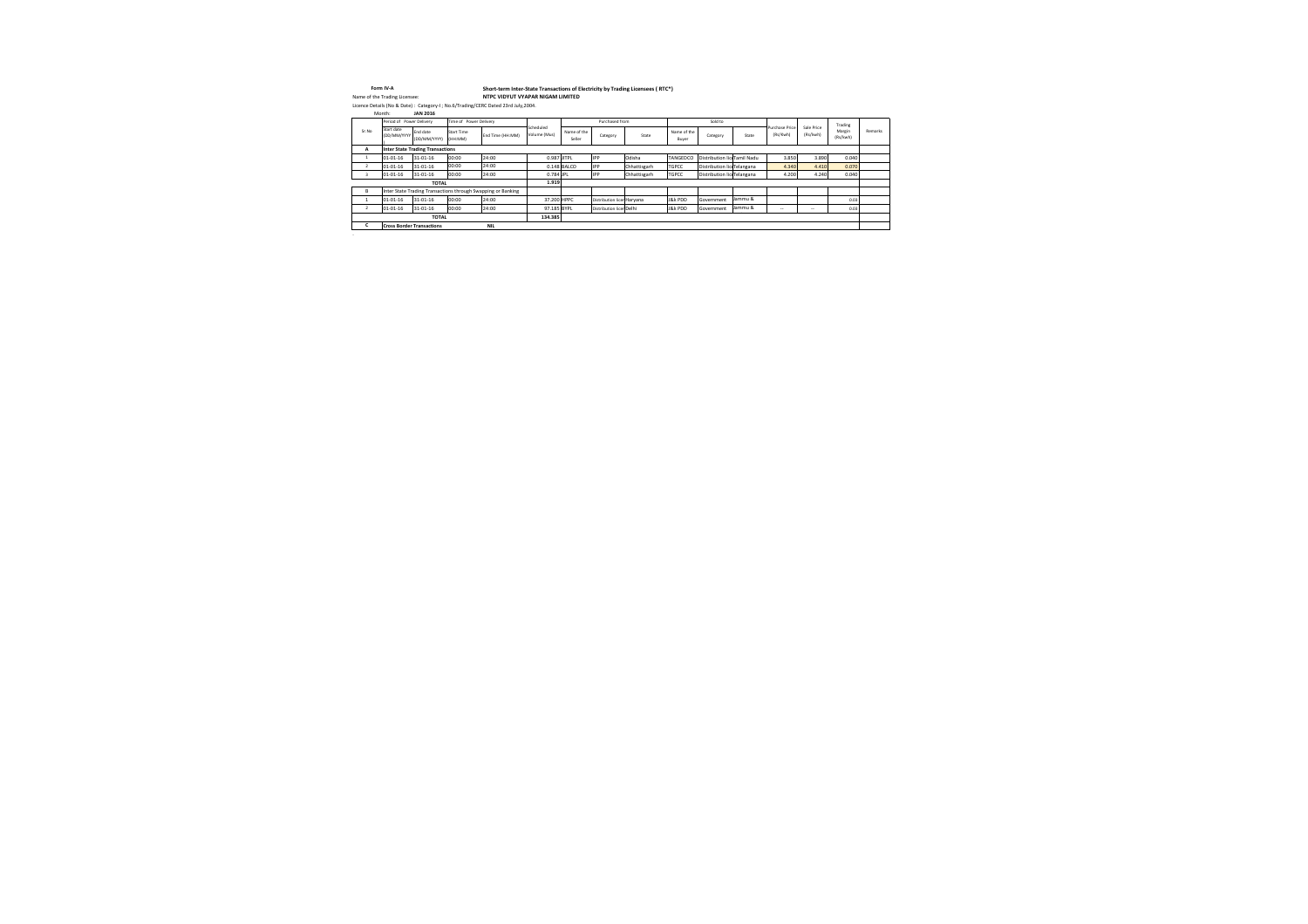**Form IV-A** **Short-term Inter-State Transactions of Electricity by Trading Licensees ( RTC\*)**

Name of the Trading Licensee: **NTPC VIDYUT VYAPAR NIGAM LIMITED**

Licence Details (No & Date) : Category-I ; No.6/Trading/CERC Dated 23rd July,2004.

Month: **JAN 2016**

| Sr. No | Period of Power Delivery | | Time of Power Delivery | | Scheduled Volume (Mus) | Purchased from | | | Sold to | | | Purchase Price (Rs/Kwh) | Sale Price (Rs/Kwh) | Trading Margin (Rs/kwh) | Remarks |
|---|---|---|---|---|---|---|---|---|---|---|---|---|---|---|---|
| | Start date (DD/MM/YYYY) | End date (DD/MM/YYYY) | Start Time (HH:MM) | End Time (HH:MM) | | Name of the Seller | Category | State | Name of the Buyer | Category | State | | | | |
| **A** | **Inter State Trading Transactions** | | | | | | | | | | | | | | |
| 1 | 01-01-16 | 31-01-16 | 00:00 | 24:00 | 0.987 | JITPL | IPP | Odisha | TANGEDCO | Distribution lic | Tamil Nadu | 3.850 | 3.890 | 0.040 | |
| 2 | 01-01-16 | 31-01-16 | 00:00 | 24:00 | 0.148 | BALCO | IPP | Chhattisgarh | TGPCC | Distribution lic | Telangana | 4.340 | 4.410 | 0.070 | |
| 3 | 01-01-16 | 31-01-16 | 00:00 | 24:00 | 0.784 | JPL | IPP | Chhattisgarh | TGPCC | Distribution lic | Telangana | 4.200 | 4.240 | 0.040 | |
| | **TOTAL** | | | | **1.919** | | | | | | | | | | |
| B | Inter State Trading Transactions through Swapping or Banking | | | | | | | | | | | | | | |
| 1 | 01-01-16 | 31-01-16 | 00:00 | 24:00 | 37.200 | HPPC | Distribution licen | Haryana | J&K PDD | Government | Jammu & | | | 0.03 | |
| 2 | 01-01-16 | 31-01-16 | 00:00 | 24:00 | 97.185 | BYPL | Distribution licen | Delhi | J&K PDD | Government | Jammu & | -- | -- | 0.03 | |
| | **TOTAL** | | | | **134.385** | | | | | | | | | | |
| C | **Cross Border Transactions** | | | **NIL** | | | | | | | | | | | |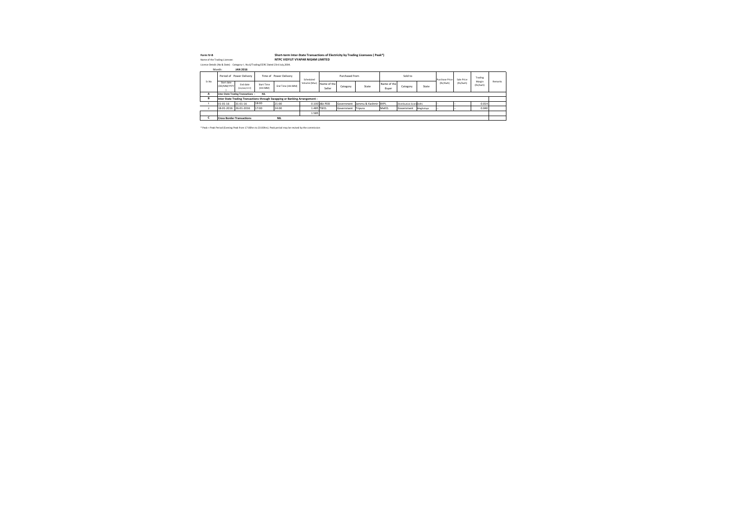**Form IV-B**

**Short-term Inter-State Transactions of Electricity by Trading Licensees ( Peak*)**

Name of the Trading Licensee: **NTPC VIDYUT VYAPAR NIGAM LIMITED**

Licence Details (No & Date) : Category-I ; No.6/Trading/CERC Dated 23rd July,2004.

Month: **JAN 2016**

| Sl.No | Period of Power Delivery | | Time of Power Delivery | | Scheduled Volume (Mus) | Purchased from | | | Sold to | | | Purchase Price (Rs/Kwh) | Sale Price (Rs/kwh) | Trading Margin (Rs/kwh) | Remarks |
|---|---|---|---|---|---|---|---|---|---|---|---|---|---|---|---|
| | Start date (DD/MM/YYYY) | End date (DD/MM/YYYY) | Start Time (HH:MM) | End Time (HH:MM) | | Name of the Seller | Category | State | Name of the Buyer | Category | State | | | | |
| **A** | **Inter State Trading Transactions :** | | **NIL** | | | | | | | | | | | | |
| **B** | **Inter State Trading Transactions through Swapping or Banking Arrangement :** | | | | | | | | | | | | | | |
| 1 | 01-01-16 | 31-01-16 | 18:00 | 21:00 | 0.100 | J&K PDD | Government | Jammu & Kashmir | BYPL | Distribution licensee | Delhi | -- | -- | 0.014 | |
| 2 | 18-01-2016 | 26-01-2016 | 17:00 | 24:00 | 1.485 | TSECL | Government | Tripura | MeECL | Government | Meghalaya | -- | -- | 0.040 | |
| | | | | | 1.585 | | | | | | | | | | |
| **C** | **Cross Border Transactions** | | **NIL** | | | | | | | | | | | | |

* Peak = Peak Period (Evening Peak from 17:00hrs to 23:00hrs). Peak period may be revised by the commission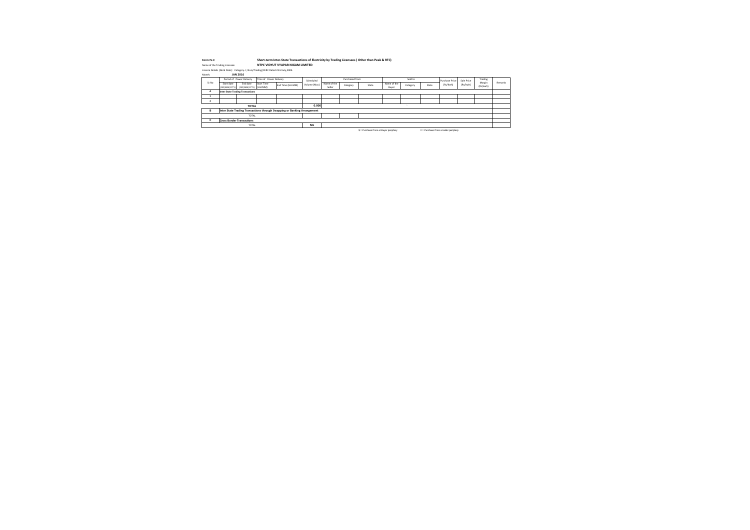**Form IV-C** **Short-term Inter-State Transactions of Electricity by Trading Licensees ( Other than Peak & RTC)**

Name of the Trading Licensee: **NTPC VIDYUT VYAPAR NIGAM LIMITED**

Licence Details (No & Date) : Category-I ; No.6/Trading/CERC Dated 23rd July,2004.

Month: **JAN 2016**

| Sr.No | Period of Power Delivery | | Time of Power Delivery | | Scheduled Volume (Mus) | Purchased from | | | Sold to | | | Purchase Price (Rs/kwh) | Sale Price (Rs/kwh) | Trading Margin (Rs/kwh) | Remarks |
|---|---|---|---|---|---|---|---|---|---|---|---|---|---|---|---|
| | Start date (DD/MM/YYYY) | End date (DD/MM/YYYY) | Start Time (HH:MM) | End Time (HH:MM) | | Name of the Seller | Category | State | Name of the Buyer | Category | State | | | | |
| **A** | **Inter State Trading Transactions** | | | | | | | | | | | | | | |
| 1 | | | | | | | | | | | | | | | |
| 2 | | | | | | | | | | | | | | | |
| **TOTAL** | | | | | **0.000** | | | | | | | | | | |
| **B** | **Inter State Trading Transactions through Swapping or Banking Arrangement** | | | | | | | | | | | | | | |
| TOTAL | | | | | | | | | | | | | | | |
| **C** | **Cross Border Transactions** | | | | | | | | | | | | | | |
| TOTAL | | | | | **NIL** | | | | | | | | | | |

$ : Purchase Price at Buyer periphery &nbsp;&nbsp;&nbsp;&nbsp; ? : Purchase Price at seller periphery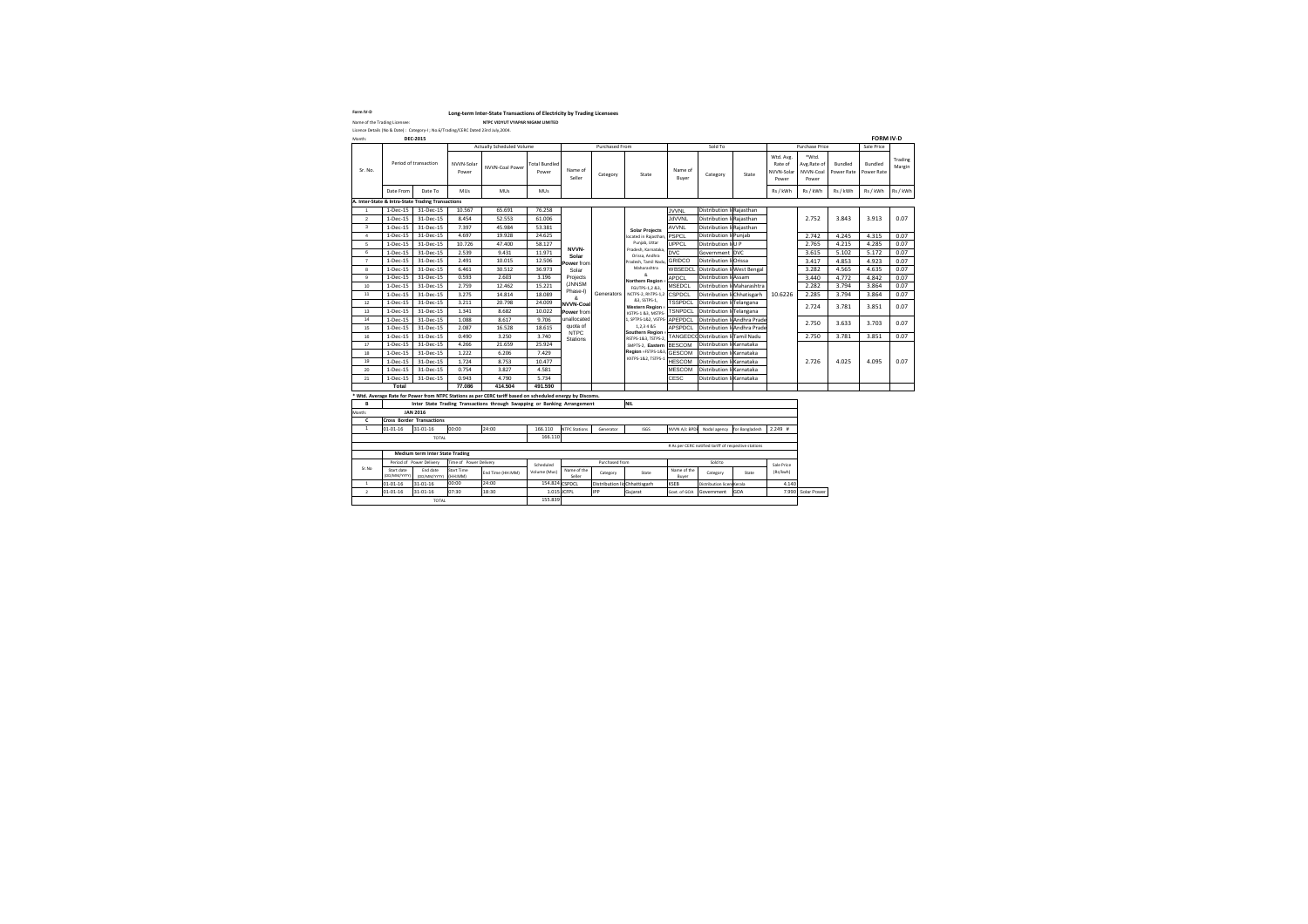**Form IV-D**

**Long-term Inter-State Transactions of Electricity by Trading Licensees**

Name of the Trading Licensee: **NTPC VIDYUT VYAPAR NIGAM LIMITED**

Licence Details (No & Date) : Category-I ; No.6/Trading/CERC Dated 23rd July,2004

Month: **DEC-2015**

**FORM IV-D**

| Sr. No. | Period of transaction | | Actually Scheduled Volume | | | Purchased From | | | Sold To | | | Purchase Price | | | Sale Price | |
|---|---|---|---|---|---|---|---|---|---|---|---|---|---|---|---|---|
| | | | NVVN-Solar Power | NVVN-Coal Power | Total Bundled Power | Name of Seller | Category | State | Name of Buyer | Category | State | Wtd. Avg. Rate of NVVN-Solar Power | *Wtd. Avg.Rate of NVVN-Coal Power | Bundled Power Rate | Bundled Power Rate | Trading Margin |
| | Date From | Date To | MUs | MUs | MUs | | | | | | | Rs / kWh | Rs / kWh | Rs / kWh | Rs / kWh | Rs / kWh |
| **A. Inter-State & Intra-State Trading Transactions** | | | | | | | | | | | | | | | | |
| 1 | 1-Dec-15 | 31-Dec-15 | 10.567 | 65.691 | 76.258 | NVVN-Solar Power from Solar Projects (JNNSM Phase-I) & NVVN-Coal Power from unallocated quota of NTPC Stations | Generators | **Solar Projects** located in Rajasthan, Punjab, Uttar Pradesh, Karnataka, Orissa, Andhra Pradesh, Tamil Nadu, Maharashtra & **Northern Region** - FGUTPS-1,2 &3, NCTPS-2, RhTPS-1,2 &3, SSTPS-1, **Western Region** - KSTPS-1 &3, MSTPS-1, SPTPS-1&2, VSTPS-1,2,3 4 &5 **Southern Region** - RSTPS-1&3, TSTPS-2, SMPTS-2, **Eastern Region** - FSTPS-1&3, KhTPS-1&2, TSTPS-1 | JVVNL | Distribution licensee | Rajasthan | 10.6226 | 2.752 | 3.843 | 3.913 | 0.07 |
| 2 | 1-Dec-15 | 31-Dec-15 | 8.454 | 52.553 | 61.006 | | | | JdVVNL | Distribution licensee | Rajasthan | | | | | |
| 3 | 1-Dec-15 | 31-Dec-15 | 7.397 | 45.984 | 53.381 | | | | AVVNL | Distribution licensee | Rajasthan | | | | | |
| 4 | 1-Dec-15 | 31-Dec-15 | 4.697 | 19.928 | 24.625 | | | | PSPCL | Distribution licensee | Punjab | | 2.742 | 4.245 | 4.315 | 0.07 |
| 5 | 1-Dec-15 | 31-Dec-15 | 10.726 | 47.400 | 58.127 | | | | UPPCL | Distribution licensee | U.P | | 2.765 | 4.215 | 4.285 | 0.07 |
| 6 | 1-Dec-15 | 31-Dec-15 | 2.539 | 9.431 | 11.971 | | | | DVC | Government | DVC | | 3.615 | 5.102 | 5.172 | 0.07 |
| 7 | 1-Dec-15 | 31-Dec-15 | 2.491 | 10.015 | 12.506 | | | | GRIDCO | Distribution licensee | Orissa | | 3.417 | 4.853 | 4.923 | 0.07 |
| 8 | 1-Dec-15 | 31-Dec-15 | 6.461 | 30.512 | 36.973 | | | | WBSEDCL | Distribution licensee | West Bengal | | 3.282 | 4.565 | 4.635 | 0.07 |
| 9 | 1-Dec-15 | 31-Dec-15 | 0.593 | 2.603 | 3.196 | | | | APDCL | Distribution licensee | Assam | | 3.440 | 4.772 | 4.842 | 0.07 |
| 10 | 1-Dec-15 | 31-Dec-15 | 2.759 | 12.462 | 15.221 | | | | MSEDCL | Distribution licensee | Maharashtra | | 2.282 | 3.794 | 3.864 | 0.07 |
| 11 | 1-Dec-15 | 31-Dec-15 | 3.275 | 14.814 | 18.089 | | | | CSPDCL | Distribution licensee | Chhatisgarh | | 2.285 | 3.794 | 3.864 | 0.07 |
| 12 | 1-Dec-15 | 31-Dec-15 | 3.211 | 20.798 | 24.009 | | | | TSSPDCL | Distribution licensee | Telangana | | 2.724 | 3.781 | 3.851 | 0.07 |
| 13 | 1-Dec-15 | 31-Dec-15 | 1.341 | 8.682 | 10.022 | | | | TSNPDCL | Distribution licensee | Telangana | | | | | |
| 14 | 1-Dec-15 | 31-Dec-15 | 1.088 | 8.617 | 9.706 | | | | APEPDCL | Distribution licensee | Andhra Pradesh | | 2.750 | 3.633 | 3.703 | 0.07 |
| 15 | 1-Dec-15 | 31-Dec-15 | 2.087 | 16.528 | 18.615 | | | | APSPDCL | Distribution licensee | Andhra Pradesh | | | | | |
| 16 | 1-Dec-15 | 31-Dec-15 | 0.490 | 3.250 | 3.740 | | | | TANGEDCO | Distribution licensee | Tamil Nadu | | 2.750 | 3.781 | 3.851 | 0.07 |
| 17 | 1-Dec-15 | 31-Dec-15 | 4.266 | 21.659 | 25.924 | | | | BESCOM | Distribution licensee | Karnataka | | 2.726 | 4.025 | 4.095 | 0.07 |
| 18 | 1-Dec-15 | 31-Dec-15 | 1.222 | 6.206 | 7.429 | | | | GESCOM | Distribution licensee | Karnataka | | | | | |
| 19 | 1-Dec-15 | 31-Dec-15 | 1.724 | 8.753 | 10.477 | | | | HESCOM | Distribution licensee | Karnataka | | | | | |
| 20 | 1-Dec-15 | 31-Dec-15 | 0.754 | 3.827 | 4.581 | | | | MESCOM | Distribution licensee | Karnataka | | | | | |
| 21 | 1-Dec-15 | 31-Dec-15 | 0.943 | 4.790 | 5.734 | | | | CESC | Distribution licensee | Karnataka | | | | | |
| | **Total** | | **77.086** | **414.504** | **491.590** | | | | | | | | | | | |

*** Wtd. Average Rate for Power from NTPC Stations as per CERC tariff based on scheduled energy by Discoms.**

| B | Inter State Trading Transactions through Swapping or Banking Arrangement | NIL |
|---|---|---|

Month: **JAN 2016**

| C | Cross Border Transactions | | | | | | | | | | |
|---|---|---|---|---|---|---|---|---|---|---|---|
| 1 | 01-01-16 | 31-01-16 | 00:00 | 24:00 | 166.110 | NTPC Stations | Generator | ISGS | NVVN A/c BPDB | Nodal agency | for Bangladesh | 2.249 # |
| | TOTAL | | | | 166.110 | | | | | | | |

# As per CERC notified tariff of respective stations

**Medium term Inter State Trading**

| Sr.No | Period of Power Delivery | | Time of Power Delivery | | Scheduled Volume (Mus) | Purchased From | | | Sold to | | | Sale Price (Rs/kwh) | |
|---|---|---|---|---|---|---|---|---|---|---|---|---|---|
| | Start date (DD/MM/YYYY) | End date (DD/MM/YYYY) | Start Time (HH:MM) | End Time (HH:MM) | | Name of the Seller | Category | State | Name of the Buyer | Category | State | | |
| 1 | 01-01-16 | 31-01-16 | 00:00 | 24:00 | 154.824 | CSPDCL | Distribution licensee | Chhattisgarh | KSEB | Distribution licensee | Kerala | 4.140 | |
| 2 | 01-01-16 | 31-01-16 | 07:30 | 18:30 | 1.015 | JCIPL | IPP | Gujarat | Govt. of GOA | Government | GOA | 7.990 | Solar Power |
| | TOTAL | | | | 155.839 | | | | | | | | |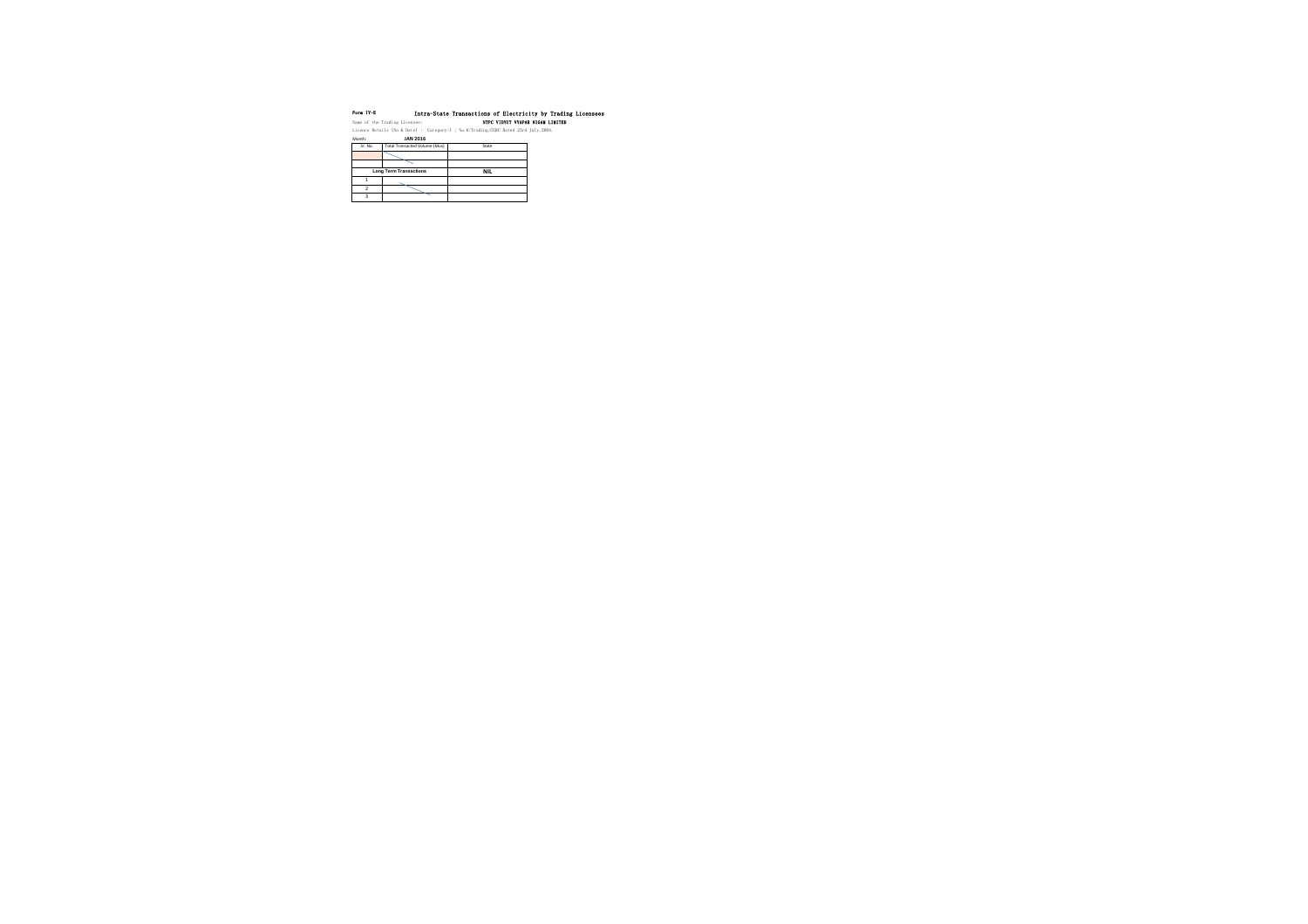Form IV-E

# Intra-State Transactions of Electricity by Trading Licensees

Name of the Trading Licensee: **NTPC VIDYUT VYAPAR NIGAM LIMITED**

Licence Details (No & Date) : Category-I ; No.6/Trading/CERC Dated 23rd July,2004.

Month: **JAN 2016**

| Sr. No. | Total Transacted Volume (Mus) | State |
|---|---|---|
| | | |
| | | |
| **Long Term Transactions** | | **NIL** |
| 1 | | |
| 2 | | |
| 3 | | |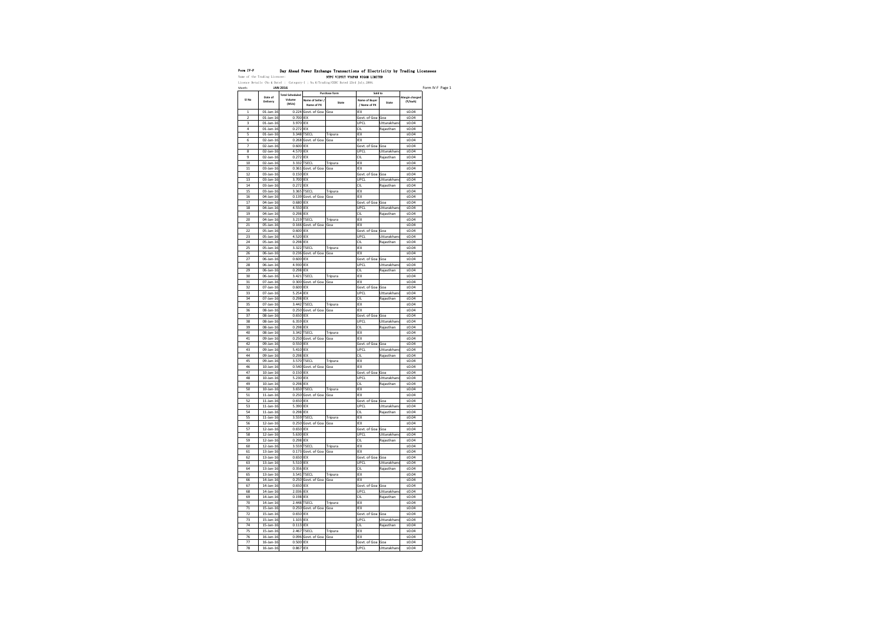Form IV-F

**Day Ahead Power Exchange Transactions of Electricity by Trading Licensees**

Name of the Trading Licensee: **NTPC VIDYUT VYAPAR NIGAM LIMITED**

Licence Details (No & Date) : Category-I ; No.6/Trading/CERC Dated 23rd July.2004.

Month: **JAN 2016**

Form IV-F Page 1

| Sl No | Date of Delivery | Total Scheduled Volume (MUs) | Purchase form | | Sold to | | Margin charged (₹/kwh) |
|---|---|---|---|---|---|---|---|
| | | | Name of Seller / Name of PX | State | Name of Buyer / Name of PX | State | |
| 1 | 01-Jan-16 | 0.224 | Govt. of Goa | Goa | IEX | | ≤0.04 |
| 2 | 01-Jan-16 | 0.700 | IEX | | Govt. of Goa | Goa | ≤0.04 |
| 3 | 01-Jan-16 | 3.970 | IEX | | UPCL | Uttarakhand | ≤0.04 |
| 4 | 01-Jan-16 | 0.272 | IEX | | CIL | Rajasthan | ≤0.04 |
| 5 | 01-Jan-16 | 3.348 | TSECL | Tripura | IEX | | ≤0.04 |
| 6 | 02-Jan-16 | 0.268 | Govt. of Goa | Goa | IEX | | ≤0.04 |
| 7 | 02-Jan-16 | 0.600 | IEX | | Govt. of Goa | Goa | ≤0.04 |
| 8 | 02-Jan-16 | 4.570 | IEX | | UPCL | Uttarakhand | ≤0.04 |
| 9 | 02-Jan-16 | 0.272 | IEX | | CIL | Rajasthan | ≤0.04 |
| 10 | 02-Jan-16 | 3.332 | TSECL | Tripura | IEX | | ≤0.04 |
| 11 | 03-Jan-16 | 0.361 | Govt. of Goa | Goa | IEX | | ≤0.04 |
| 12 | 03-Jan-16 | 0.150 | IEX | | Govt. of Goa | Goa | ≤0.04 |
| 13 | 03-Jan-16 | 3.700 | IEX | | UPCL | Uttarakhand | ≤0.04 |
| 14 | 03-Jan-16 | 0.272 | IEX | | CIL | Rajasthan | ≤0.04 |
| 15 | 03-Jan-16 | 3.365 | TSECL | Tripura | IEX | | ≤0.04 |
| 16 | 04-Jan-16 | 0.139 | Govt. of Goa | Goa | IEX | | ≤0.04 |
| 17 | 04-Jan-16 | 0.680 | IEX | | Govt. of Goa | Goa | ≤0.04 |
| 18 | 04-Jan-16 | 4.550 | IEX | | UPCL | Uttarakhand | ≤0.04 |
| 19 | 04-Jan-16 | 0.298 | IEX | | CIL | Rajasthan | ≤0.04 |
| 20 | 04-Jan-16 | 3.219 | TSECL | Tripura | IEX | | ≤0.04 |
| 21 | 05-Jan-16 | 0.168 | Govt. of Goa | Goa | IEX | | ≤0.04 |
| 22 | 05-Jan-16 | 0.600 | IEX | | Govt. of Goa | Goa | ≤0.04 |
| 23 | 05-Jan-16 | 4.520 | IEX | | UPCL | Uttarakhand | ≤0.04 |
| 24 | 05-Jan-16 | 0.298 | IEX | | CIL | Rajasthan | ≤0.04 |
| 25 | 05-Jan-16 | 3.322 | TSECL | Tripura | IEX | | ≤0.04 |
| 26 | 06-Jan-16 | 0.236 | Govt. of Goa | Goa | IEX | | ≤0.04 |
| 27 | 06-Jan-16 | 0.600 | IEX | | Govt. of Goa | Goa | ≤0.04 |
| 28 | 06-Jan-16 | 4.930 | IEX | | UPCL | Uttarakhand | ≤0.04 |
| 29 | 06-Jan-16 | 0.298 | IEX | | CIL | Rajasthan | ≤0.04 |
| 30 | 06-Jan-16 | 3.421 | TSECL | Tripura | IEX | | ≤0.04 |
| 31 | 07-Jan-16 | 0.300 | Govt. of Goa | Goa | IEX | | ≤0.04 |
| 32 | 07-Jan-16 | 0.600 | IEX | | Govt. of Goa | Goa | ≤0.04 |
| 33 | 07-Jan-16 | 5.254 | IEX | | UPCL | Uttarakhand | ≤0.04 |
| 34 | 07-Jan-16 | 0.298 | IEX | | CIL | Rajasthan | ≤0.04 |
| 35 | 07-Jan-16 | 3.442 | TSECL | Tripura | IEX | | ≤0.04 |
| 36 | 08-Jan-16 | 0.250 | Govt. of Goa | Goa | IEX | | ≤0.04 |
| 37 | 08-Jan-16 | 0.650 | IEX | | Govt. of Goa | Goa | ≤0.04 |
| 38 | 08-Jan-16 | 6.359 | IEX | | UPCL | Uttarakhand | ≤0.04 |
| 39 | 08-Jan-16 | 0.298 | IEX | | CIL | Rajasthan | ≤0.04 |
| 40 | 08-Jan-16 | 3.342 | TSECL | Tripura | IEX | | ≤0.04 |
| 41 | 09-Jan-16 | 0.250 | Govt. of Goa | Goa | IEX | | ≤0.04 |
| 42 | 09-Jan-16 | 0.550 | IEX | | Govt. of Goa | Goa | ≤0.04 |
| 43 | 09-Jan-16 | 5.410 | IEX | | UPCL | Uttarakhand | ≤0.04 |
| 44 | 09-Jan-16 | 0.298 | IEX | | CIL | Rajasthan | ≤0.04 |
| 45 | 09-Jan-16 | 3.570 | TSECL | Tripura | IEX | | ≤0.04 |
| 46 | 10-Jan-16 | 0.540 | Govt. of Goa | Goa | IEX | | ≤0.04 |
| 47 | 10-Jan-16 | 0.150 | IEX | | Govt. of Goa | Goa | ≤0.04 |
| 48 | 10-Jan-16 | 5.230 | IEX | | UPCL | Uttarakhand | ≤0.04 |
| 49 | 10-Jan-16 | 0.298 | IEX | | CIL | Rajasthan | ≤0.04 |
| 50 | 10-Jan-16 | 3.650 | TSECL | Tripura | IEX | | ≤0.04 |
| 51 | 11-Jan-16 | 0.250 | Govt. of Goa | Goa | IEX | | ≤0.04 |
| 52 | 11-Jan-16 | 0.650 | IEX | | Govt. of Goa | Goa | ≤0.04 |
| 53 | 11-Jan-16 | 5.390 | IEX | | UPCL | Uttarakhand | ≤0.04 |
| 54 | 11-Jan-16 | 0.298 | IEX | | CIL | Rajasthan | ≤0.04 |
| 55 | 11-Jan-16 | 3.559 | TSECL | Tripura | IEX | | ≤0.04 |
| 56 | 12-Jan-16 | 0.250 | Govt. of Goa | Goa | IEX | | ≤0.04 |
| 57 | 12-Jan-16 | 0.650 | IEX | | Govt. of Goa | Goa | ≤0.04 |
| 58 | 12-Jan-16 | 5.630 | IEX | | UPCL | Uttarakhand | ≤0.04 |
| 59 | 12-Jan-16 | 0.298 | IEX | | CIL | Rajasthan | ≤0.04 |
| 60 | 12-Jan-16 | 3.559 | TSECL | Tripura | IEX | | ≤0.04 |
| 61 | 13-Jan-16 | 0.173 | Govt. of Goa | Goa | IEX | | ≤0.04 |
| 62 | 13-Jan-16 | 0.650 | IEX | | Govt. of Goa | Goa | ≤0.04 |
| 63 | 13-Jan-16 | 5.510 | IEX | | UPCL | Uttarakhand | ≤0.04 |
| 64 | 13-Jan-16 | 0.356 | IEX | | CIL | Rajasthan | ≤0.04 |
| 65 | 13-Jan-16 | 3.541 | TSECL | Tripura | IEX | | ≤0.04 |
| 66 | 14-Jan-16 | 0.250 | Govt. of Goa | Goa | IEX | | ≤0.04 |
| 67 | 14-Jan-16 | 0.650 | IEX | | Govt. of Goa | Goa | ≤0.04 |
| 68 | 14-Jan-16 | 2.036 | IEX | | UPCL | Uttarakhand | ≤0.04 |
| 69 | 14-Jan-16 | 0.198 | IEX | | CIL | Rajasthan | ≤0.04 |
| 70 | 14-Jan-16 | 2.448 | TSECL | Tripura | IEX | | ≤0.04 |
| 71 | 15-Jan-16 | 0.250 | Govt. of Goa | Goa | IEX | | ≤0.04 |
| 72 | 15-Jan-16 | 0.650 | IEX | | Govt. of Goa | Goa | ≤0.04 |
| 73 | 15-Jan-16 | 1.103 | IEX | | UPCL | Uttarakhand | ≤0.04 |
| 74 | 15-Jan-16 | 0.113 | IEX | | CIL | Rajasthan | ≤0.04 |
| 75 | 15-Jan-16 | 2.467 | TSECL | Tripura | IEX | | ≤0.04 |
| 76 | 16-Jan-16 | 0.096 | Govt. of Goa | Goa | IEX | | ≤0.04 |
| 77 | 16-Jan-16 | 0.500 | IEX | | Govt. of Goa | Goa | ≤0.04 |
| 78 | 16-Jan-16 | 0.867 | IEX | | UPCL | Uttarakhand | ≤0.04 |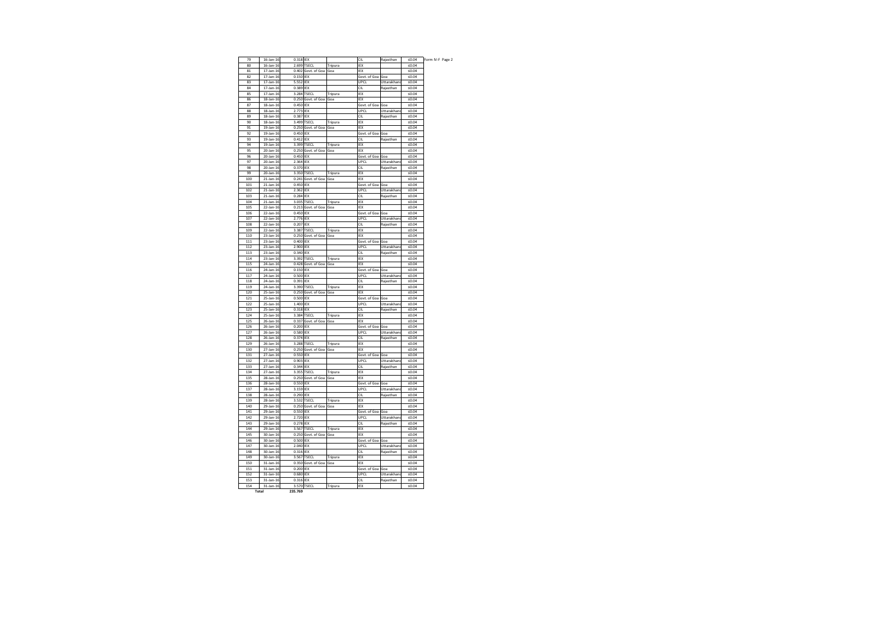Form IV-F Page 2

| | | | | | | | |
|---|---|---|---|---|---|---|---|
| 79 | 16-Jan-16 | 0.318 | IEX | | CIL | Rajasthan | ≤0.04 |
| 80 | 16-Jan-16 | 2.699 | TSECL | Tripura | IEX | | ≤0.04 |
| 81 | 17-Jan-16 | 0.402 | Govt. of Goa | Goa | IEX | | ≤0.04 |
| 82 | 17-Jan-16 | 0.150 | IEX | | Govt. of Goa | Goa | ≤0.04 |
| 83 | 17-Jan-16 | 5.552 | IEX | | UPCL | Uttarakhand | ≤0.04 |
| 84 | 17-Jan-16 | 0.389 | IEX | | CIL | Rajasthan | ≤0.04 |
| 85 | 17-Jan-16 | 3.284 | TSECL | Tripura | IEX | | ≤0.04 |
| 86 | 18-Jan-16 | 0.250 | Govt. of Goa | Goa | IEX | | ≤0.04 |
| 87 | 18-Jan-16 | 0.450 | IEX | | Govt. of Goa | Goa | ≤0.04 |
| 88 | 18-Jan-16 | 2.773 | IEX | | UPCL | Uttarakhand | ≤0.04 |
| 89 | 18-Jan-16 | 0.387 | IEX | | CIL | Rajasthan | ≤0.04 |
| 90 | 18-Jan-16 | 3.499 | TSECL | Tripura | IEX | | ≤0.04 |
| 91 | 19-Jan-16 | 0.250 | Govt. of Goa | Goa | IEX | | ≤0.04 |
| 92 | 19-Jan-16 | 0.450 | IEX | | Govt. of Goa | Goa | ≤0.04 |
| 93 | 19-Jan-16 | 0.412 | IEX | | CIL | Rajasthan | ≤0.04 |
| 94 | 19-Jan-16 | 3.399 | TSECL | Tripura | IEX | | ≤0.04 |
| 95 | 20-Jan-16 | 0.250 | Govt. of Goa | Goa | IEX | | ≤0.04 |
| 96 | 20-Jan-16 | 0.450 | IEX | | Govt. of Goa | Goa | ≤0.04 |
| 97 | 20-Jan-16 | 2.364 | IEX | | UPCL | Uttarakhand | ≤0.04 |
| 98 | 20-Jan-16 | 0.370 | IEX | | CIL | Rajasthan | ≤0.04 |
| 99 | 20-Jan-16 | 3.350 | TSECL | Tripura | IEX | | ≤0.04 |
| 100 | 21-Jan-16 | 0.241 | Govt. of Goa | Goa | IEX | | ≤0.04 |
| 101 | 21-Jan-16 | 0.450 | IEX | | Govt. of Goa | Goa | ≤0.04 |
| 102 | 21-Jan-16 | 2.362 | IEX | | UPCL | Uttarakhand | ≤0.04 |
| 103 | 21-Jan-16 | 0.284 | IEX | | CIL | Rajasthan | ≤0.04 |
| 104 | 21-Jan-16 | 3.035 | TSECL | Tripura | IEX | | ≤0.04 |
| 105 | 22-Jan-16 | 0.213 | Govt. of Goa | Goa | IEX | | ≤0.04 |
| 106 | 22-Jan-16 | 0.450 | IEX | | Govt. of Goa | Goa | ≤0.04 |
| 107 | 22-Jan-16 | 2.776 | IEX | | UPCL | Uttarakhand | ≤0.04 |
| 108 | 22-Jan-16 | 0.207 | IEX | | CIL | Rajasthan | ≤0.04 |
| 109 | 22-Jan-16 | 3.387 | TSECL | Tripura | IEX | | ≤0.04 |
| 110 | 23-Jan-16 | 0.250 | Govt. of Goa | Goa | IEX | | ≤0.04 |
| 111 | 23-Jan-16 | 0.400 | IEX | | Govt. of Goa | Goa | ≤0.04 |
| 112 | 23-Jan-16 | 2.900 | IEX | | UPCL | Uttarakhand | ≤0.04 |
| 113 | 23-Jan-16 | 0.340 | IEX | | CIL | Rajasthan | ≤0.04 |
| 114 | 23-Jan-16 | 3.392 | TSECL | Tripura | IEX | | ≤0.04 |
| 115 | 24-Jan-16 | 0.428 | Govt. of Goa | Goa | IEX | | ≤0.04 |
| 116 | 24-Jan-16 | 0.150 | IEX | | Govt. of Goa | Goa | ≤0.04 |
| 117 | 24-Jan-16 | 0.500 | IEX | | UPCL | Uttarakhand | ≤0.04 |
| 118 | 24-Jan-16 | 0.391 | IEX | | CIL | Rajasthan | ≤0.04 |
| 119 | 24-Jan-16 | 3.390 | TSECL | Tripura | IEX | | ≤0.04 |
| 120 | 25-Jan-16 | 0.250 | Govt. of Goa | Goa | IEX | | ≤0.04 |
| 121 | 25-Jan-16 | 0.500 | IEX | | Govt. of Goa | Goa | ≤0.04 |
| 122 | 25-Jan-16 | 1.400 | IEX | | UPCL | Uttarakhand | ≤0.04 |
| 123 | 25-Jan-16 | 0.318 | IEX | | CIL | Rajasthan | ≤0.04 |
| 124 | 25-Jan-16 | 3.384 | TSECL | Tripura | IEX | | ≤0.04 |
| 125 | 26-Jan-16 | 0.337 | Govt. of Goa | Goa | IEX | | ≤0.04 |
| 126 | 26-Jan-16 | 0.200 | IEX | | Govt. of Goa | Goa | ≤0.04 |
| 127 | 26-Jan-16 | 0.580 | IEX | | UPCL | Uttarakhand | ≤0.04 |
| 128 | 26-Jan-16 | 0.374 | IEX | | CIL | Rajasthan | ≤0.04 |
| 129 | 26-Jan-16 | 3.288 | TSECL | Tripura | IEX | | ≤0.04 |
| 130 | 27-Jan-16 | 0.250 | Govt. of Goa | Goa | IEX | | ≤0.04 |
| 131 | 27-Jan-16 | 0.550 | IEX | | Govt. of Goa | Goa | ≤0.04 |
| 132 | 27-Jan-16 | 0.903 | IEX | | UPCL | Uttarakhand | ≤0.04 |
| 133 | 27-Jan-16 | 0.344 | IEX | | CIL | Rajasthan | ≤0.04 |
| 134 | 27-Jan-16 | 3.355 | TSECL | Tripura | IEX | | ≤0.04 |
| 135 | 28-Jan-16 | 0.250 | Govt. of Goa | Goa | IEX | | ≤0.04 |
| 136 | 28-Jan-16 | 0.550 | IEX | | Govt. of Goa | Goa | ≤0.04 |
| 137 | 28-Jan-16 | 3.159 | IEX | | UPCL | Uttarakhand | ≤0.04 |
| 138 | 28-Jan-16 | 0.290 | IEX | | CIL | Rajasthan | ≤0.04 |
| 139 | 28-Jan-16 | 3.532 | TSECL | Tripura | IEX | | ≤0.04 |
| 140 | 29-Jan-16 | 0.250 | Govt. of Goa | Goa | IEX | | ≤0.04 |
| 141 | 29-Jan-16 | 0.550 | IEX | | Govt. of Goa | Goa | ≤0.04 |
| 142 | 29-Jan-16 | 2.720 | IEX | | UPCL | Uttarakhand | ≤0.04 |
| 143 | 29-Jan-16 | 0.278 | IEX | | CIL | Rajasthan | ≤0.04 |
| 144 | 29-Jan-16 | 3.567 | TSECL | Tripura | IEX | | ≤0.04 |
| 145 | 30-Jan-16 | 0.250 | Govt. of Goa | Goa | IEX | | ≤0.04 |
| 146 | 30-Jan-16 | 0.500 | IEX | | Govt. of Goa | Goa | ≤0.04 |
| 147 | 30-Jan-16 | 2.040 | IEX | | UPCL | Uttarakhand | ≤0.04 |
| 148 | 30-Jan-16 | 0.316 | IEX | | CIL | Rajasthan | ≤0.04 |
| 149 | 30-Jan-16 | 3.567 | TSECL | Tripura | IEX | | ≤0.04 |
| 150 | 31-Jan-16 | 0.350 | Govt. of Goa | Goa | IEX | | ≤0.04 |
| 151 | 31-Jan-16 | 0.200 | IEX | | Govt. of Goa | Goa | ≤0.04 |
| 152 | 31-Jan-16 | 0.680 | IEX | | UPCL | Uttarakhand | ≤0.04 |
| 153 | 31-Jan-16 | 0.316 | IEX | | CIL | Rajasthan | ≤0.04 |
| 154 | 31-Jan-16 | 3.570 | TSECL | Tripura | IEX | | ≤0.04 |
| Total | | 235.769 | | | | | |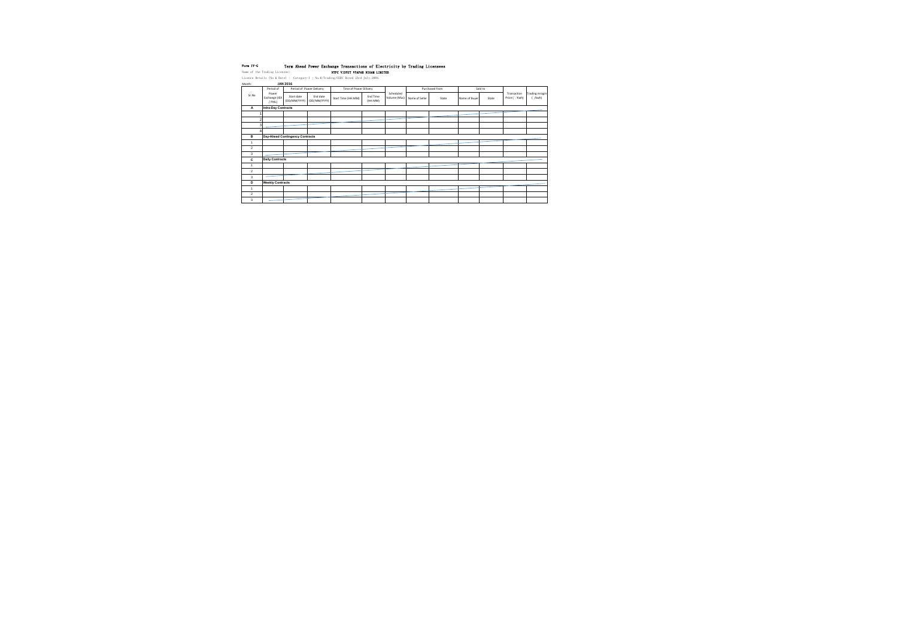**Form IV-G** **Term Ahead Power Exchange Transactions of Electricity by Trading Licensees**

Name of the Trading Licensee: **NTPC VIDYUT VYAPAR NIGAM LIMITED**

Licence Details (No & Date) : Category-I ; No.8/Trading/CERC Dated 23rd July,2004.

Month: **JAN 2016**

| Sr.No | Period of Power Exchange (IEX / PXIL) | Period of Power Delivery | | Time of Power Dilivery | | Scheduled Volume (Mus) | Purchased from | | Sold to | | Transaction Price( /Kwh) | Trading mragin ( /kwh) |
|---|---|---|---|---|---|---|---|---|---|---|---|---|
| | | Start date (DD/MM/YYYY) | End date (DD/MM/YYYY) | Start Time (HH:MM) | End Time (HH:MM) | | Name of Seller | State | Name of Buyer | State | | |
| A | Intra-Day Contracts | | | | | | | | | | | |
| 1 | | | | | | | | | | | | |
| 2 | | | | | | | | | | | | |
| 3 | | | | | | | | | | | | |
| 4 | | | | | | | | | | | | |
| B | Day-Ahead Contingency Contracts | | | | | | | | | | | |
| 1 | | | | | | | | | | | | |
| 2 | | | | | | | | | | | | |
| 3 | | | | | | | | | | | | |
| C | Daily Contracts | | | | | | | | | | | |
| 1 | | | | | | | | | | | | |
| 2 | | | | | | | | | | | | |
| 3 | | | | | | | | | | | | |
| D | Weekly Contracts | | | | | | | | | | | |
| 1 | | | | | | | | | | | | |
| 2 | | | | | | | | | | | | |
| 3 | | | | | | | | | | | | |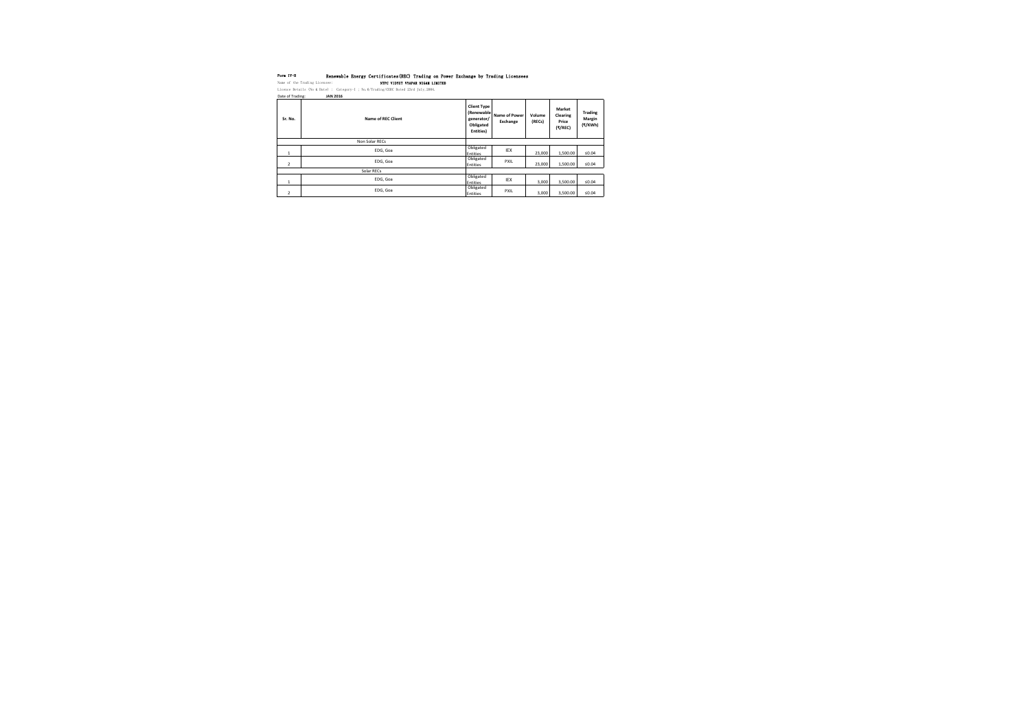Form IV-H **Renewable Energy Certificates(REC) Trading on Power Exchange by Trading Licensees**

Name of the Trading Licensee: **NTPC VIDYUT VYAPAR NIGAM LIMITED**

Licence Details (No & Date) : Category-I ; No.6/Trading/CERC Dated 23rd July,2004.

Date of Trading: **JAN 2016**

| Sr. No. | Name of REC Client | Client Type (Renewable generator/ Obligated Entities) | Name of Power Exchange | Volume (RECs) | Market Clearing Price (₹/REC) | Trading Margin (₹/KWh) |
|---|---|---|---|---|---|---|
| | Non Solar RECs | | | | | |
| 1 | EDG, Goa | Obligated Entities | IEX | 23,000 | 1,500.00 | ≤0.04 |
| 2 | EDG, Goa | Obligated Entities | PXIL | 23,000 | 1,500.00 | ≤0.04 |
| | Solar RECs | | | | | |
| 1 | EDG, Goa | Obligated Entities | IEX | 3,000 | 3,500.00 | ≤0.04 |
| 2 | EDG, Goa | Obligated Entities | PXIL | 3,000 | 3,500.00 | ≤0.04 |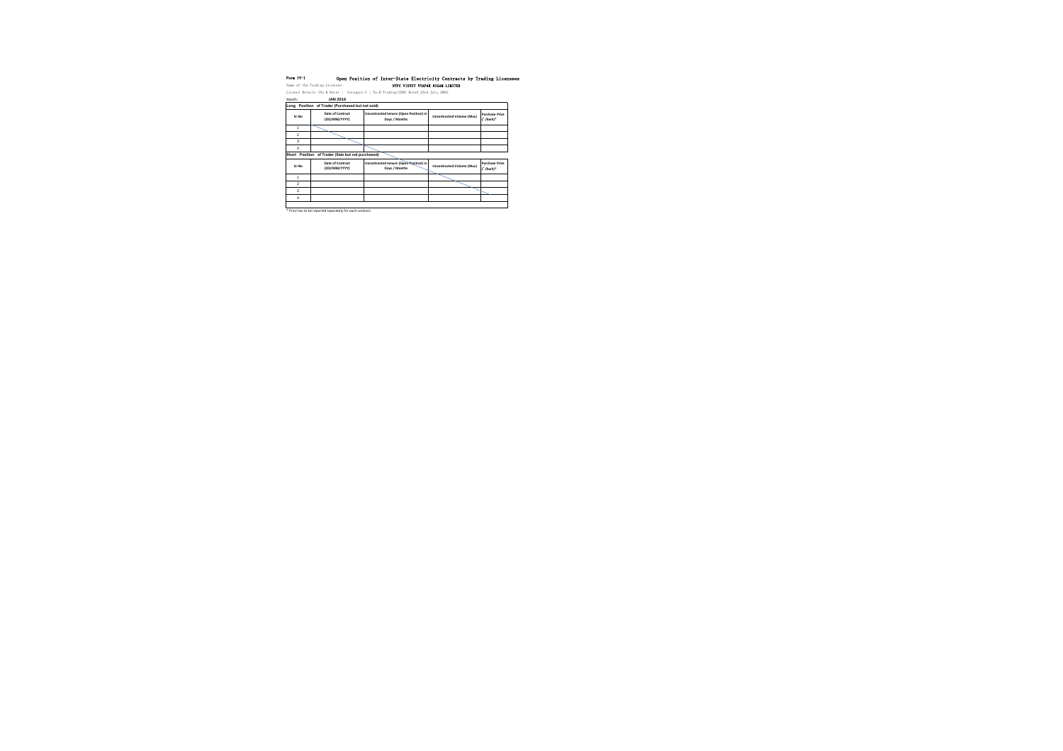Form IV-I

# Open Position of Inter-State Electricity Contracts by Trading Licensees

Name of the Trading Licensee: **NTPC VIDYUT VYAPAR NIGAM LIMITED**

Licence Details (No & Date) : Category-I ; No.6/Trading/CERC Dated 23rd July,2004.

Month: **JAN 2016**

**Long Position of Trader (Purchased but not sold)**

| Sr.No | Date of Contract (DD/MM/YYYY) | Uncontracted tenure (Open Position) in Days / Months | Uncontracted Volume (Mus) | Purchase Price (`/kwh)* |
|---|---|---|---|---|
| 1 | | | | |
| 2 | | | | |
| 3 | | | | |
| 4 | | | | |

**Short Position of Trader (Sale but not purchased)**

| Sr.No | Date of Contract (DD/MM/YYYY) | Uncontracted tenure (Open Position) in Days / Months | Uncontracted Volume (Mus) | Purchase Price (`/kwh)* |
|---|---|---|---|---|
| 1 | | | | |
| 2 | | | | |
| 3 | | | | |
| 4 | | | | |

\* Price has to be reported separately for each contract.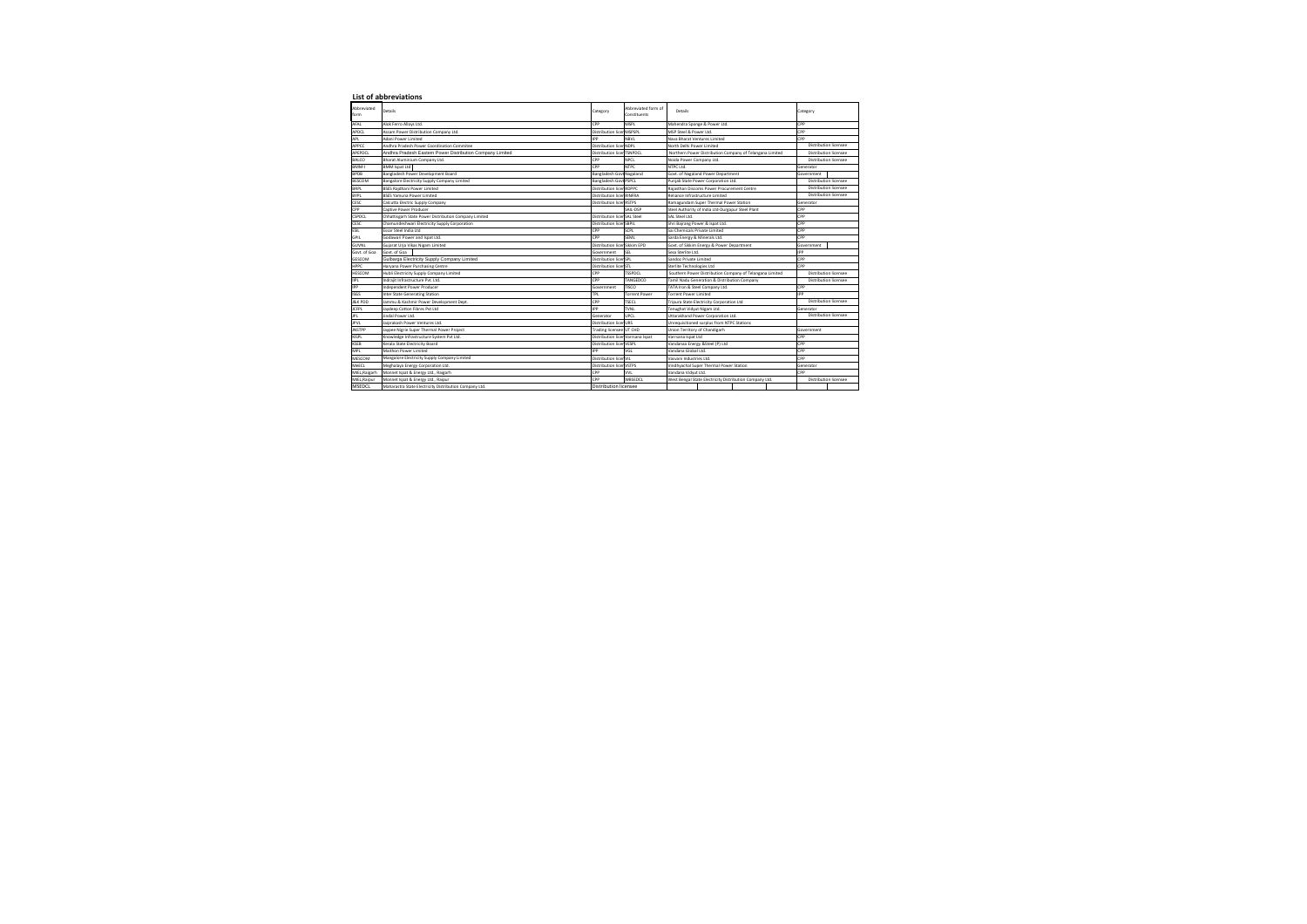## List of abbreviations

| Abbreviated form | Details | Category | Abbreviated form of Constituents | Details | Category |
|---|---|---|---|---|---|
| AFAL | Alok Ferro Alloys Ltd. | CPP | MSPL | Mahendra Sponge & Power Ltd. | CPP |
| APDCL | Assam Power Distribution Company Ltd. | Distribution licensee | MSPSPL | MSP Steel & Power Ltd. | CPP |
| APL | Adani Power Limited | IPP | NBVL | Nava Bharat Ventures Limited | CPP |
| APPCC | Andhra Pradesh Power Coordination Committee | Distribution licensee | NDPL | North Delhi Power Limited | Distribution licensee |
| APEPDCL | Andhra Pradesh Eastern Power Distribution Company Limited | Distribution licensee | TSNPDCL | Northern Power Distribution Company of Telangana Limited | Distribution licensee |
| BALCO | Bharat Aluminium Company Ltd. | CPP | NPCL | Noida Power Company Ltd. | Distribution licensee |
| BMM-I | BMM Ispat Ltd | CPP | NTPC | NTPC Ltd. | Generator |
| BPDB | Bangladesh Power Development Board | Bangladesh Govt | Nagaland | Govt. of Nagaland Power Department | Government |
| BESCOM | Bangalore Electricity Supply Company Limited | Distribution licensee | PSPCL | Punjab State Power Corporation Ltd. | Distribution licensee |
| BRPL | BSES Rajdhani Power Limited | Distribution licensee | RDPPC | Rajasthan Discoms Power Procurement Centre | Distribution licensee |
| BYPL | BSES Yamuna Power Limited | Distribution licensee | RINFRA | Reliance Infrastructure Limited | Distribution licensee |
| CESC | Calcutta Electric Supply Company | Distribution licensee | RSTPS | Ramagundam Super Thermal Power Station | Generator |
| CPP | Captive Power Producer | | SAIL-DSP | Steel Authority of India Ltd-Durgapur Steel Plant | CPP |
| CSPDCL | Chhattisgarh State Power Distribution Company Limited | Distribution licensee | SAL Steel | SAL Steel Ltd. | CPP |
| CESC | Chamundeshwari Electricity Supply Corporation | Distribution licensee | SBPIL | Shri Bajrang Power & Ispat Ltd. | CPP |
| ESL | Essar Steel India Ltd | CPP | SCPL | Sai Chemicals Private Limited | CPP |
| GPIL | Godawari Power and Ispat Ltd. | CPP | SEML | Sarda Energy & Minerals Ltd. | CPP |
| GUVNL | Gujarat Urja Vikas Nigam Limited | Distribution licensee | Sikkim EPD | Govt. of Sikkim Energy & Power Department | Government |
| Govt. of Goa | Govt. of Goa | Government | SSL | Sesa Sterlite Ltd. | IPP |
| GESCOM | Gulbarga Electricity Supply Company Limited | Distribution licensee | SPL | Seedoz Private Limited | CPP |
| HPPC | Haryana Power Purchasing Centre | Distribution licensee | STL | Sterlite Technologies Ltd | CPP |
| HESCOM | Hubli Electricity Supply Company Limited | CPP | TSSPDCL | Southern Power Distribution Company of Telangana Limited | Distribution licensee |
| IIPL | Indrajit Infrastructure Pvt. Ltd. | CPP | TANGEDCO | Tamil Nadu Generation & Distribution Company | Distribution licensee |
| IPP | Independent Power Producer | Government | TISCO | TATA Iron & Steel Company Ltd. | CPP |
| ISGS | Inter State Generating Station | TPL | Torrent Power | Torrent Power Limited | IPP |
| J&K PDD | Jammu & Kashmir Power Development Dept. | CPP | TSECL | Tripura State Electricity Corporation Ltd | Distribution licensee |
| JCFPL | Jaydeep Cotton Fibres Pvt Ltd | IPP | TVNL | Tenughat Vidyut Nigam Ltd. | Generator |
| JPL | Jindal Power Ltd. | Generator | UPCL | Uttarakhand Power Corporation Ltd. | Distribution licensee |
| JPVL | Jaiprakash Power Ventures Ltd. | Distribution licensee | URS | Unrequisitioned surplus from NTPC Stations | |
| JNSTPP | Jaypee Nigrie Super Thermal Power Project | Trading licensee | UT-CHD | Union Territory of Chandigarh | Government |
| KISPL | Knowledge Infrastructure System Pvt Ltd. | Distribution licensee | Varrnana Ispat | Varrnana Ispat Ltd | CPP |
| KSEB | Kerala State Electricity Board | Distribution licensee | VESPL | Vandanaa Energy &Steel (P) Ltd | CPP |
| MPL | Maithon Power Limited | IPP | VGL | Vandana Global Ltd. | CPP |
| MESCOM | Mangalore Electricity Supply Company Limited | Distribution licensee | VIL | Visvaro Industries Ltd. | CPP |
| MeECL | Meghalaya Energy Corporation Ltd. | Distribution licensee | VSTPS | Vindhyachal Super Thermal Power Station | Generator |
| MIEL,Raigarh | Monnet Ispat & Energy Ltd., Raigarh | CPP | VVL | Vandana Vidyut Ltd. | CPP |
| MIEL,Raipur | Monnet Ispat & Energy Ltd., Raipur | CPP | WBSEDCL | West Bengal State Electricity Distribution Company Ltd. | Distribution licensee |
| MSEDCL | Maharastra State Electricity Distribution Company Ltd. | Distribution licensee | | | |